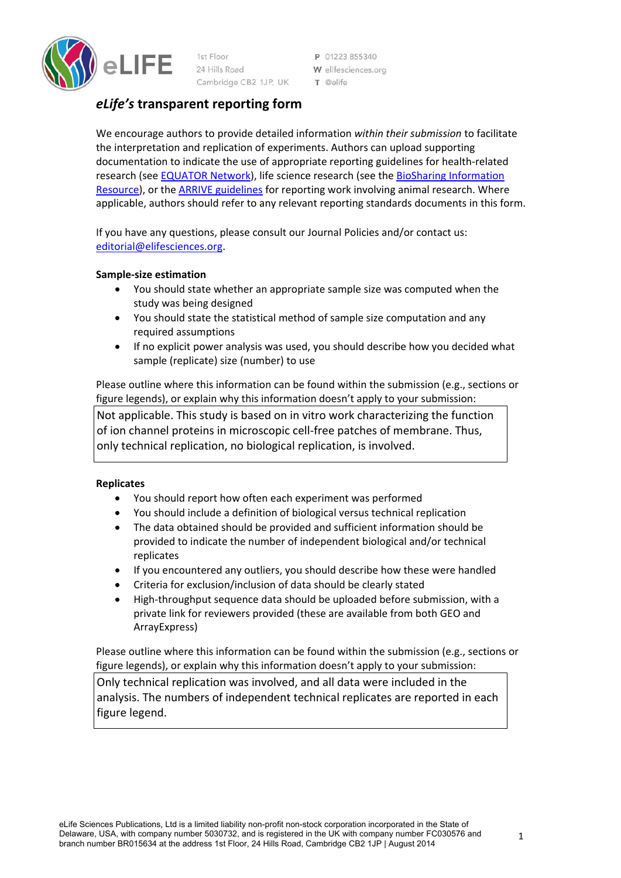# *eLife's* transparent reporting form

We encourage authors to provide detailed information *within their submission* to facilitate the interpretation and replication of experiments. Authors can upload supporting documentation to indicate the use of appropriate reporting guidelines for health-related research (see EQUATOR Network), life science research (see the BioSharing Information Resource), or the ARRIVE guidelines for reporting work involving animal research. Where applicable, authors should refer to any relevant reporting standards documents in this form.

If you have any questions, please consult our Journal Policies and/or contact us: editorial@elifesciences.org.

**Sample-size estimation**

- You should state whether an appropriate sample size was computed when the study was being designed
- You should state the statistical method of sample size computation and any required assumptions
- If no explicit power analysis was used, you should describe how you decided what sample (replicate) size (number) to use

Please outline where this information can be found within the submission (e.g., sections or figure legends), or explain why this information doesn't apply to your submission:

Not applicable. This study is based on in vitro work characterizing the function of ion channel proteins in microscopic cell-free patches of membrane. Thus, only technical replication, no biological replication, is involved.

**Replicates**

- You should report how often each experiment was performed
- You should include a definition of biological versus technical replication
- The data obtained should be provided and sufficient information should be provided to indicate the number of independent biological and/or technical replicates
- If you encountered any outliers, you should describe how these were handled
- Criteria for exclusion/inclusion of data should be clearly stated
- High-throughput sequence data should be uploaded before submission, with a private link for reviewers provided (these are available from both GEO and ArrayExpress)

Please outline where this information can be found within the submission (e.g., sections or figure legends), or explain why this information doesn't apply to your submission:

Only technical replication was involved, and all data were included in the analysis. The numbers of independent technical replicates are reported in each figure legend.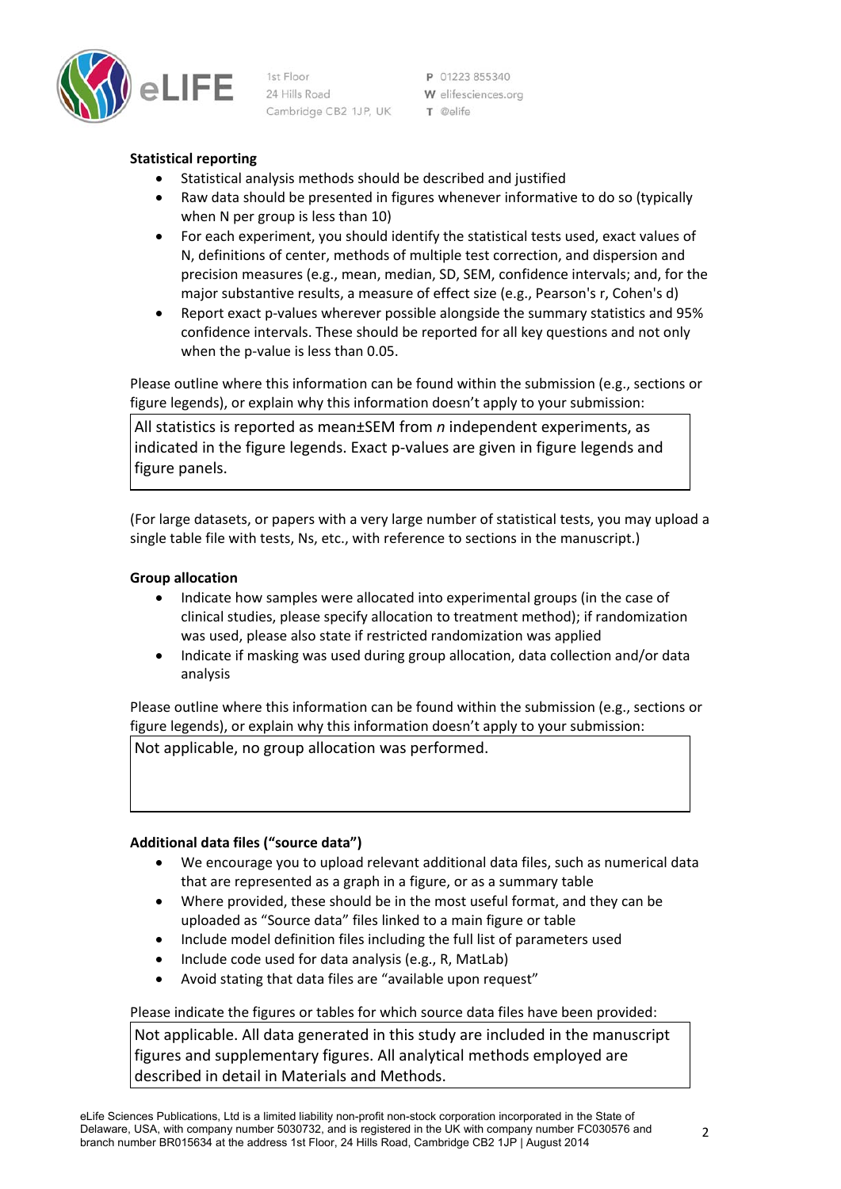**Statistical reporting**

- Statistical analysis methods should be described and justified
- Raw data should be presented in figures whenever informative to do so (typically when N per group is less than 10)
- For each experiment, you should identify the statistical tests used, exact values of N, definitions of center, methods of multiple test correction, and dispersion and precision measures (e.g., mean, median, SD, SEM, confidence intervals; and, for the major substantive results, a measure of effect size (e.g., Pearson's r, Cohen's d)
- Report exact p-values wherever possible alongside the summary statistics and 95% confidence intervals. These should be reported for all key questions and not only when the p-value is less than 0.05.

Please outline where this information can be found within the submission (e.g., sections or figure legends), or explain why this information doesn't apply to your submission:

All statistics is reported as mean±SEM from *n* independent experiments, as indicated in the figure legends. Exact p-values are given in figure legends and figure panels.

(For large datasets, or papers with a very large number of statistical tests, you may upload a single table file with tests, Ns, etc., with reference to sections in the manuscript.)

**Group allocation**

- Indicate how samples were allocated into experimental groups (in the case of clinical studies, please specify allocation to treatment method); if randomization was used, please also state if restricted randomization was applied
- Indicate if masking was used during group allocation, data collection and/or data analysis

Please outline where this information can be found within the submission (e.g., sections or figure legends), or explain why this information doesn't apply to your submission:

Not applicable, no group allocation was performed.

**Additional data files ("source data")**

- We encourage you to upload relevant additional data files, such as numerical data that are represented as a graph in a figure, or as a summary table
- Where provided, these should be in the most useful format, and they can be uploaded as "Source data" files linked to a main figure or table
- Include model definition files including the full list of parameters used
- Include code used for data analysis (e.g., R, MatLab)
- Avoid stating that data files are "available upon request"

Please indicate the figures or tables for which source data files have been provided:

Not applicable. All data generated in this study are included in the manuscript figures and supplementary figures. All analytical methods employed are described in detail in Materials and Methods.